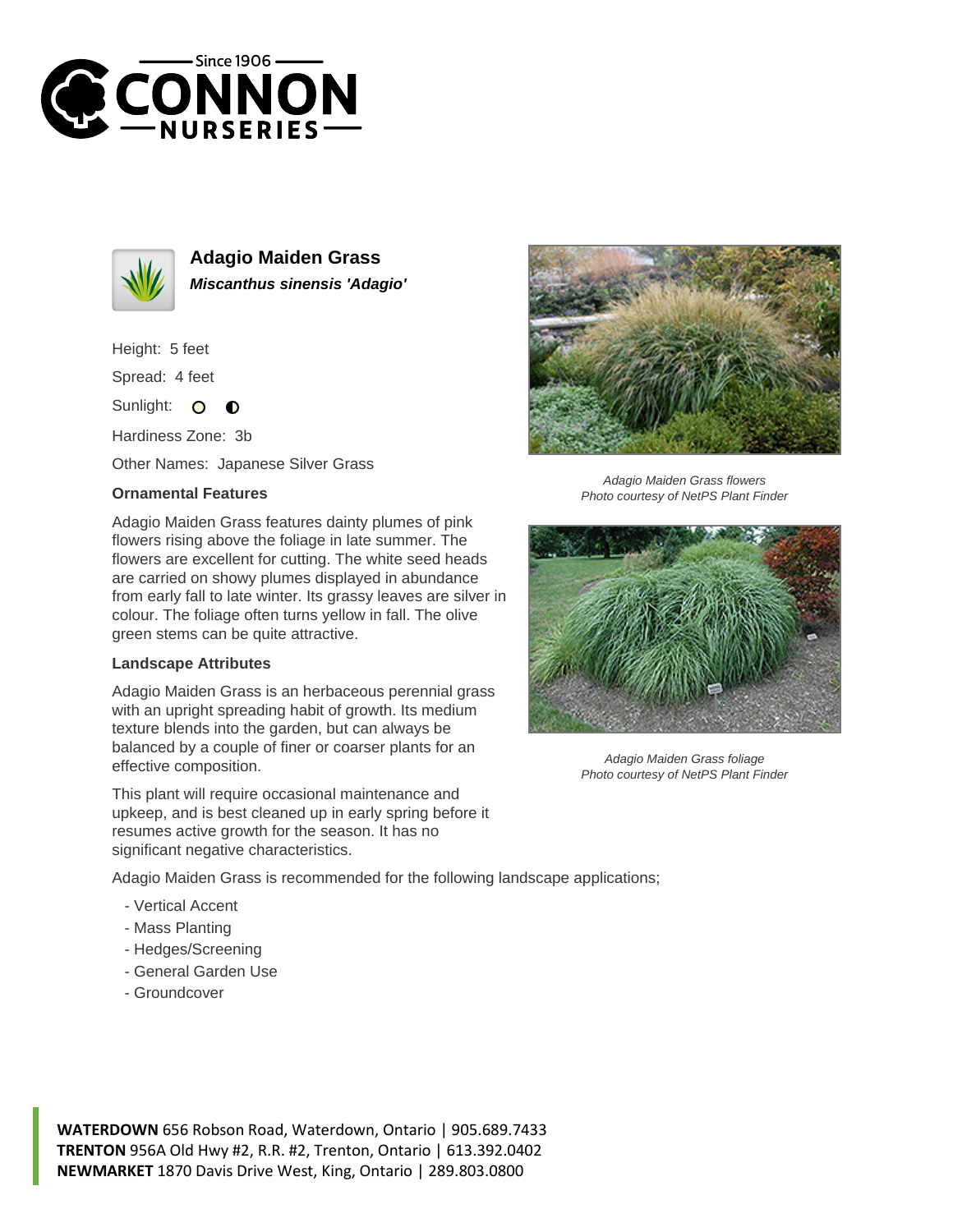# Adagio Maiden Grass

***Miscanthus sinensis 'Adagio'***

Height: 5 feet

Spread: 4 feet

Sunlight:

Hardiness Zone: 3b

Other Names: Japanese Silver Grass

### Ornamental Features

Adagio Maiden Grass features dainty plumes of pink flowers rising above the foliage in late summer. The flowers are excellent for cutting. The white seed heads are carried on showy plumes displayed in abundance from early fall to late winter. Its grassy leaves are silver in colour. The foliage often turns yellow in fall. The olive green stems can be quite attractive.

### Landscape Attributes

Adagio Maiden Grass is an herbaceous perennial grass with an upright spreading habit of growth. Its medium texture blends into the garden, but can always be balanced by a couple of finer or coarser plants for an effective composition.

This plant will require occasional maintenance and upkeep, and is best cleaned up in early spring before it resumes active growth for the season. It has no significant negative characteristics.

Adagio Maiden Grass is recommended for the following landscape applications;

- Vertical Accent
- Mass Planting
- Hedges/Screening
- General Garden Use
- Groundcover

*Adagio Maiden Grass flowers*
*Photo courtesy of NetPS Plant Finder*

*Adagio Maiden Grass foliage*
*Photo courtesy of NetPS Plant Finder*

**WATERDOWN** 656 Robson Road, Waterdown, Ontario | 905.689.7433
**TRENTON** 956A Old Hwy #2, R.R. #2, Trenton, Ontario | 613.392.0402
**NEWMARKET** 1870 Davis Drive West, King, Ontario | 289.803.0800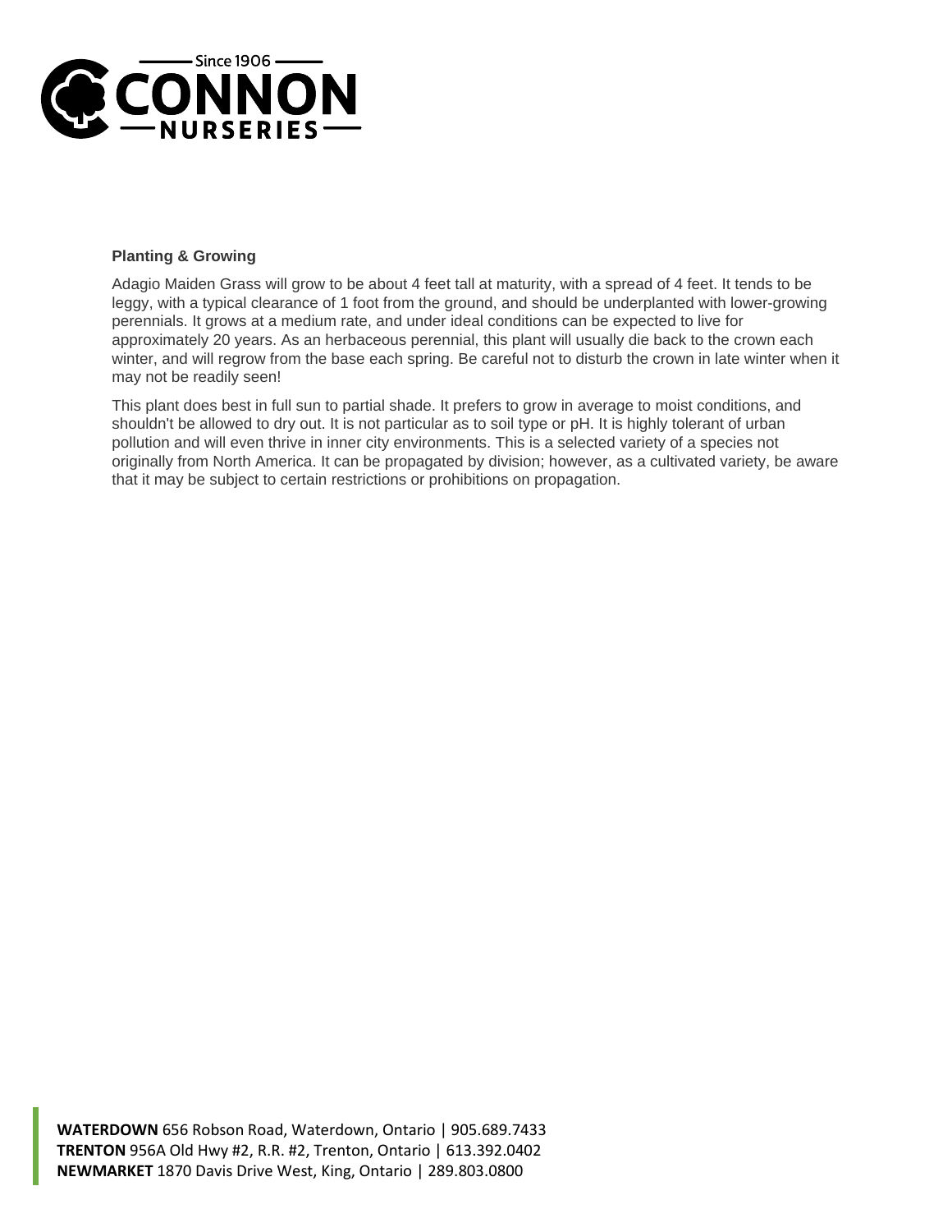### Planting & Growing

Adagio Maiden Grass will grow to be about 4 feet tall at maturity, with a spread of 4 feet. It tends to be leggy, with a typical clearance of 1 foot from the ground, and should be underplanted with lower-growing perennials. It grows at a medium rate, and under ideal conditions can be expected to live for approximately 20 years. As an herbaceous perennial, this plant will usually die back to the crown each winter, and will regrow from the base each spring. Be careful not to disturb the crown in late winter when it may not be readily seen!

This plant does best in full sun to partial shade. It prefers to grow in average to moist conditions, and shouldn't be allowed to dry out. It is not particular as to soil type or pH. It is highly tolerant of urban pollution and will even thrive in inner city environments. This is a selected variety of a species not originally from North America. It can be propagated by division; however, as a cultivated variety, be aware that it may be subject to certain restrictions or prohibitions on propagation.